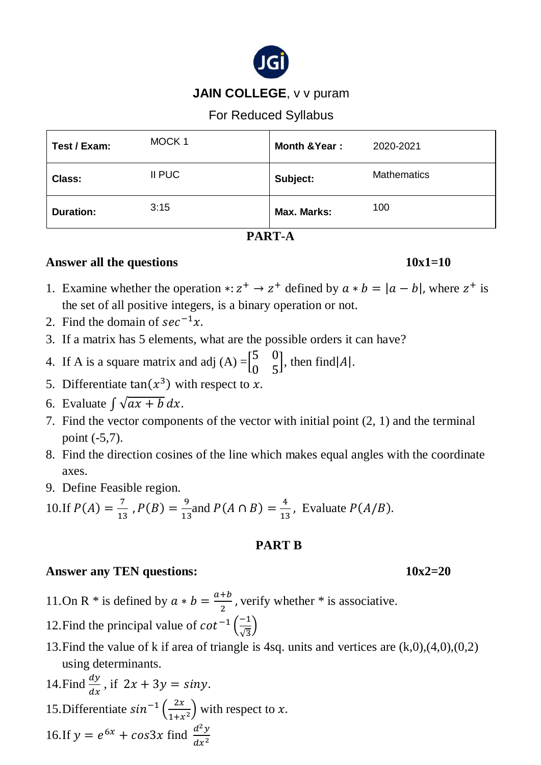**JAIN COLLEGE**, v v puram

For Reduced Syllabus

| **Test / Exam:** | MOCK 1 | **Month &Year :** | 2020-2021 |
|---|---|---|---|
| **Class:** | II PUC | **Subject:** | Mathematics |
| **Duration:** | 3:15 | **Max. Marks:** | 100 |

## PART-A

**Answer all the questions** **10x1=10**

1. Examine whether the operation $*: z^+ \to z^+$ defined by $a * b = |a - b|$, where $z^+$ is the set of all positive integers, is a binary operation or not.
2. Find the domain of $sec^{-1}x$.
3. If a matrix has 5 elements, what are the possible orders it can have?
4. If A is a square matrix and adj (A) $=\begin{bmatrix} 5 & 0 \\ 0 & 5 \end{bmatrix}$, then find $|A|$.
5. Differentiate $\tan(x^3)$ with respect to $x$.
6. Evaluate $\int \sqrt{ax+b}\, dx$.
7. Find the vector components of the vector with initial point (2, 1) and the terminal point (-5,7).
8. Find the direction cosines of the line which makes equal angles with the coordinate axes.
9. Define Feasible region.
10. If $P(A) = \frac{7}{13}$ , $P(B) = \frac{9}{13}$ and $P(A \cap B) = \frac{4}{13}$, Evaluate $P(A/B)$.

## PART B

**Answer any TEN questions:** **10x2=20**

11. On R * is defined by $a * b = \frac{a+b}{2}$, verify whether * is associative.
12. Find the principal value of $cot^{-1}\left(\frac{-1}{\sqrt{3}}\right)$
13. Find the value of k if area of triangle is 4sq. units and vertices are (k,0),(4,0),(0,2) using determinants.
14. Find $\frac{dy}{dx}$, if $2x + 3y = siny$.
15. Differentiate $sin^{-1}\left(\frac{2x}{1+x^2}\right)$ with respect to $x$.
16. If $y = e^{6x} + cos3x$ find $\frac{d^2y}{dx^2}$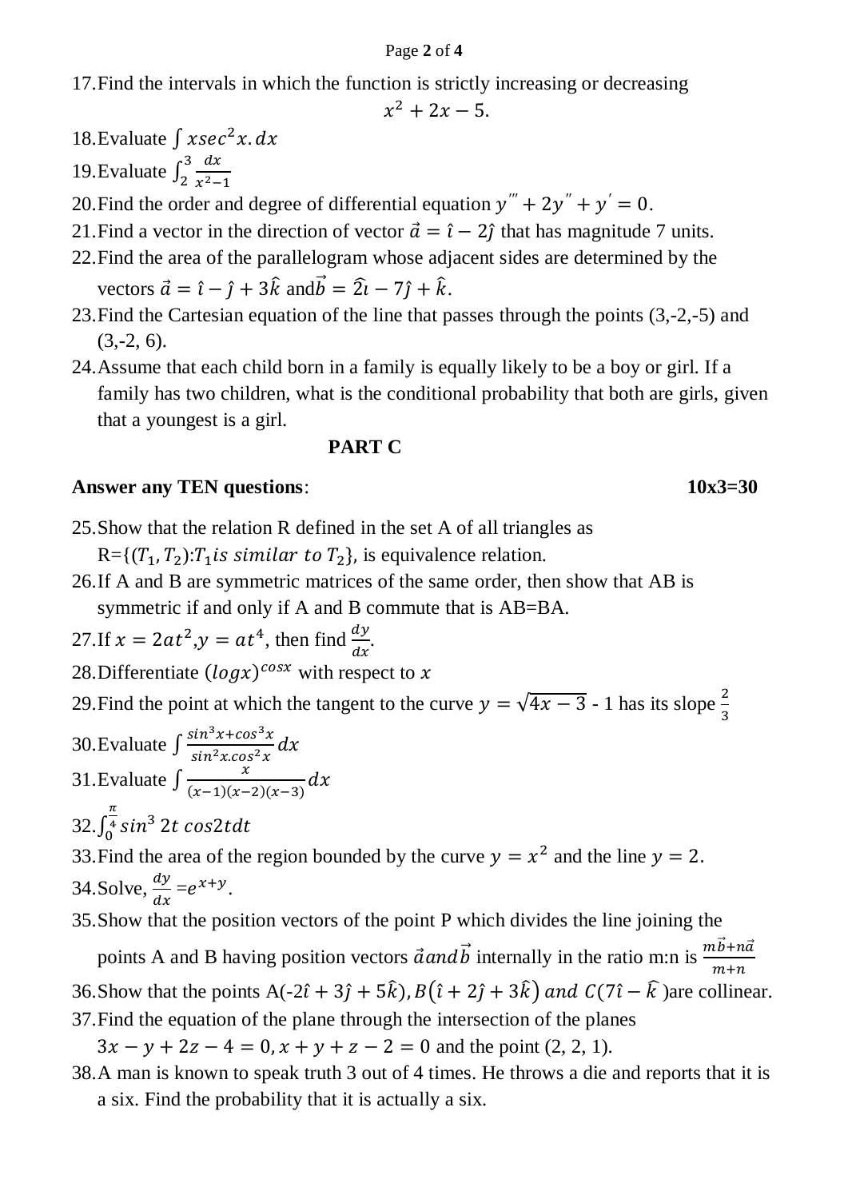17. Find the intervals in which the function is strictly increasing or decreasing

$$x^2 + 2x - 5.$$

18. Evaluate $\int x sec^2 x. dx$
19. Evaluate $\int_2^3 \frac{dx}{x^2-1}$
20. Find the order and degree of differential equation $y''' + 2y'' + y' = 0$.
21. Find a vector in the direction of vector $\vec{a} = \hat{\imath} - 2\hat{\jmath}$ that has magnitude 7 units.
22. Find the area of the parallelogram whose adjacent sides are determined by the vectors $\vec{a} = \hat{\imath} - \hat{\jmath} + 3\hat{k}$ and $\vec{b} = \hat{2\imath} - 7\hat{\jmath} + \hat{k}$.
23. Find the Cartesian equation of the line that passes through the points (3,-2,-5) and (3,-2, 6).
24. Assume that each child born in a family is equally likely to be a boy or girl. If a family has two children, what is the conditional probability that both are girls, given that a youngest is a girl.

## PART C

**Answer any TEN questions**: **10x3=30**

25. Show that the relation R defined in the set A of all triangles as R=$\{(T_1, T_2): T_1 \text{ is similar to } T_2\}$, is equivalence relation.
26. If A and B are symmetric matrices of the same order, then show that AB is symmetric if and only if A and B commute that is AB=BA.
27. If $x = 2at^2$, $y = at^4$, then find $\frac{dy}{dx}$.
28. Differentiate $(logx)^{cosx}$ with respect to $x$
29. Find the point at which the tangent to the curve $y = \sqrt{4x-3}$ - 1 has its slope $\frac{2}{3}$
30. Evaluate $\int \frac{sin^3x + cos^3x}{sin^2x.cos^2x} dx$
31. Evaluate $\int \frac{x}{(x-1)(x-2)(x-3)} dx$
32. $\int_0^{\frac{\pi}{4}} sin^3 2t \, cos2t dt$
33. Find the area of the region bounded by the curve $y = x^2$ and the line $y = 2$.
34. Solve, $\frac{dy}{dx} = e^{x+y}$.
35. Show that the position vectors of the point P which divides the line joining the points A and B having position vectors $\vec{a}$ and $\vec{b}$ internally in the ratio m:n is $\frac{m\vec{b}+n\vec{a}}{m+n}$
36. Show that the points A($-2\hat{\imath} + 3\hat{\jmath} + 5\hat{k}$), $B(\hat{\imath} + 2\hat{\jmath} + 3\hat{k})$ and $C(7\hat{\imath} - \hat{k})$ are collinear.
37. Find the equation of the plane through the intersection of the planes $3x - y + 2z - 4 = 0, x + y + z - 2 = 0$ and the point (2, 2, 1).
38. A man is known to speak truth 3 out of 4 times. He throws a die and reports that it is a six. Find the probability that it is actually a six.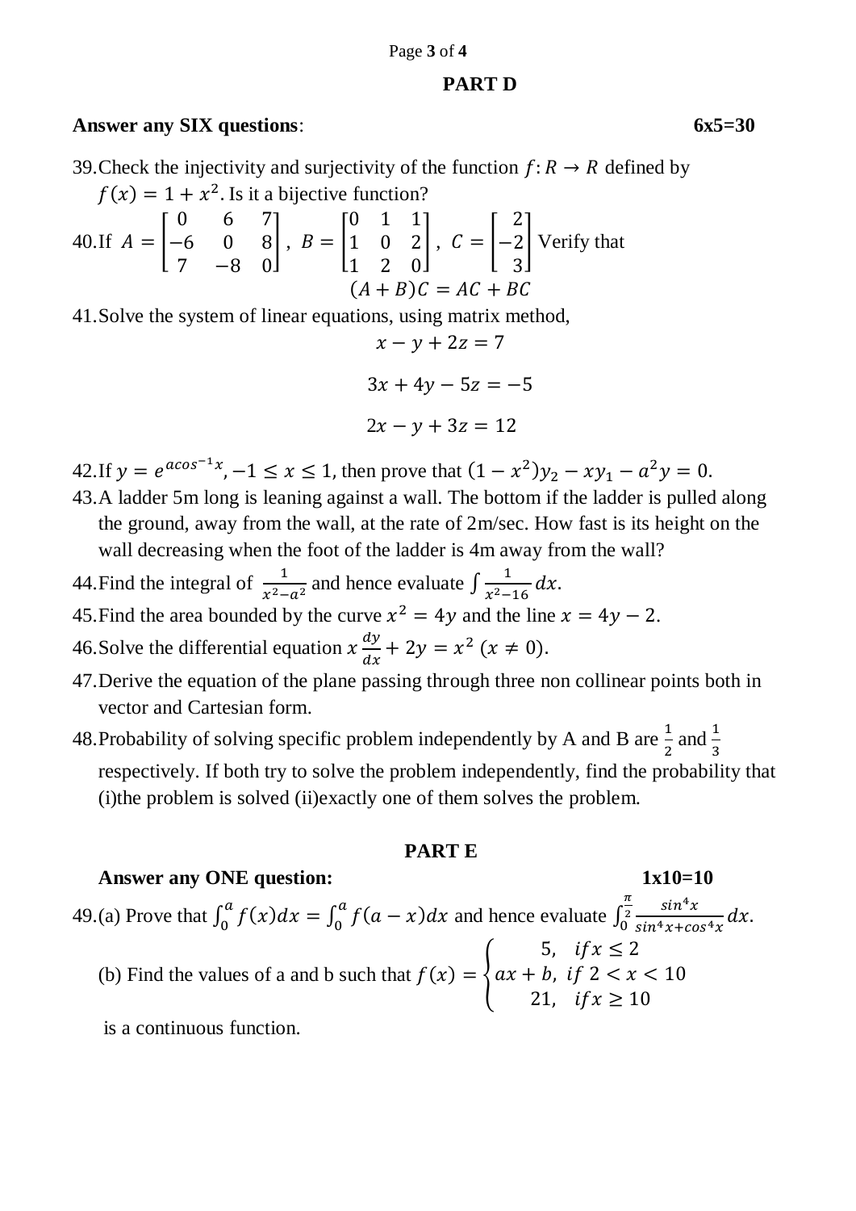## PART D

**Answer any SIX questions**: **6x5=30**

39. Check the injectivity and surjectivity of the function $f: R \rightarrow R$ defined by $f(x) = 1 + x^2$. Is it a bijective function?

40. If $A = \begin{bmatrix} 0 & 6 & 7 \\ -6 & 0 & 8 \\ 7 & -8 & 0 \end{bmatrix}$, $B = \begin{bmatrix} 0 & 1 & 1 \\ 1 & 0 & 2 \\ 1 & 2 & 0 \end{bmatrix}$, $C = \begin{bmatrix} 2 \\ -2 \\ 3 \end{bmatrix}$ Verify that
$$(A + B)C = AC + BC$$

41. Solve the system of linear equations, using matrix method,
$$x - y + 2z = 7$$
$$3x + 4y - 5z = -5$$
$$2x - y + 3z = 12$$

42. If $y = e^{a\cos^{-1}x}, -1 \leq x \leq 1$, then prove that $(1 - x^2)y_2 - xy_1 - a^2y = 0$.

43. A ladder 5m long is leaning against a wall. The bottom if the ladder is pulled along the ground, away from the wall, at the rate of 2m/sec. How fast is its height on the wall decreasing when the foot of the ladder is 4m away from the wall?

44. Find the integral of $\frac{1}{x^2 - a^2}$ and hence evaluate $\int \frac{1}{x^2 - 16} dx$.

45. Find the area bounded by the curve $x^2 = 4y$ and the line $x = 4y - 2$.

46. Solve the differential equation $x\frac{dy}{dx} + 2y = x^2$ $(x \neq 0)$.

47. Derive the equation of the plane passing through three non collinear points both in vector and Cartesian form.

48. Probability of solving specific problem independently by A and B are $\frac{1}{2}$ and $\frac{1}{3}$ respectively. If both try to solve the problem independently, find the probability that (i)the problem is solved (ii)exactly one of them solves the problem.

## PART E

**Answer any ONE question:** **1x10=10**

49. (a) Prove that $\int_0^a f(x)dx = \int_0^a f(a - x)dx$ and hence evaluate $\int_0^{\frac{\pi}{2}} \frac{\sin^4 x}{\sin^4 x + \cos^4 x} dx$.

(b) Find the values of a and b such that $f(x) = \begin{cases} 5, & if\, x \leq 2 \\ ax + b, & if\ 2 < x < 10 \\ 21, & if\, x \geq 10 \end{cases}$

is a continuous function.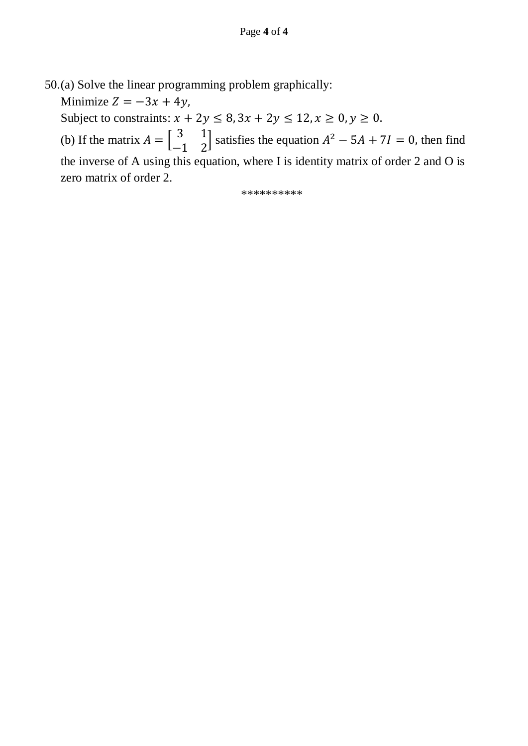50. (a) Solve the linear programming problem graphically:

Minimize $Z = -3x + 4y$,

Subject to constraints: $x + 2y \leq 8, 3x + 2y \leq 12, x \geq 0, y \geq 0$.

(b) If the matrix $A = \begin{bmatrix} 3 & 1 \\ -1 & 2 \end{bmatrix}$ satisfies the equation $A^2 - 5A + 7I = 0$, then find the inverse of A using this equation, where I is identity matrix of order 2 and O is zero matrix of order 2.

**********